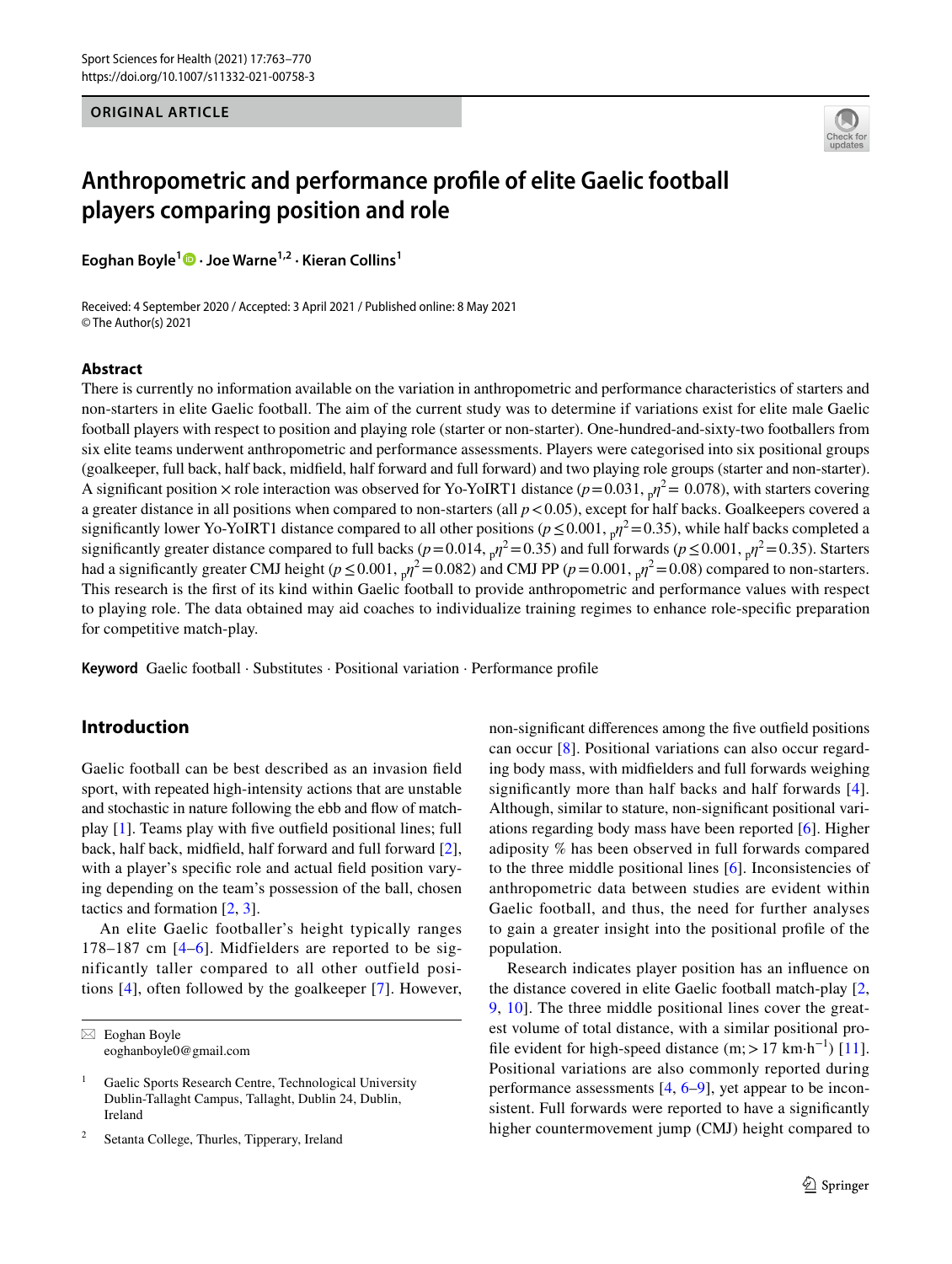ORIGINAL ARTICLE

# Anthropometric and performance profile of elite Gaelic football players comparing position and role

**Eoghan Boyle[1] · Joe Warne[1,2] · Kieran Collins[1]**

Received: 4 September 2020 / Accepted: 3 April 2021 / Published online: 8 May 2021
© The Author(s) 2021

## Abstract

There is currently no information available on the variation in anthropometric and performance characteristics of starters and non-starters in elite Gaelic football. The aim of the current study was to determine if variations exist for elite male Gaelic football players with respect to position and playing role (starter or non-starter). One-hundred-and-sixty-two footballers from six elite teams underwent anthropometric and performance assessments. Players were categorised into six positional groups (goalkeeper, full back, half back, midfield, half forward and full forward) and two playing role groups (starter and non-starter). A significant position × role interaction was observed for Yo-YoIRT1 distance ($p = 0.031$, ${}_p\eta^2 = 0.078$), with starters covering a greater distance in all positions when compared to non-starters (all $p < 0.05$), except for half backs. Goalkeepers covered a significantly lower Yo-YoIRT1 distance compared to all other positions ($p \leq 0.001$, ${}_p\eta^2 = 0.35$), while half backs completed a significantly greater distance compared to full backs ($p = 0.014$, ${}_p\eta^2 = 0.35$) and full forwards ($p \leq 0.001$, ${}_p\eta^2 = 0.35$). Starters had a significantly greater CMJ height ($p \leq 0.001$, ${}_p\eta^2 = 0.082$) and CMJ PP ($p = 0.001$, ${}_p\eta^2 = 0.08$) compared to non-starters. This research is the first of its kind within Gaelic football to provide anthropometric and performance values with respect to playing role. The data obtained may aid coaches to individualize training regimes to enhance role-specific preparation for competitive match-play.

**Keyword** Gaelic football · Substitutes · Positional variation · Performance profile

## Introduction

Gaelic football can be best described as an invasion field sport, with repeated high-intensity actions that are unstable and stochastic in nature following the ebb and flow of match-play [1]. Teams play with five outfield positional lines; full back, half back, midfield, half forward and full forward [2], with a player's specific role and actual field position varying depending on the team's possession of the ball, chosen tactics and formation [2, 3].

An elite Gaelic footballer's height typically ranges 178–187 cm [4–6]. Midfielders are reported to be significantly taller compared to all other outfield positions [4], often followed by the goalkeeper [7]. However, non-significant differences among the five outfield positions can occur [8]. Positional variations can also occur regarding body mass, with midfielders and full forwards weighing significantly more than half backs and half forwards [4]. Although, similar to stature, non-significant positional variations regarding body mass have been reported [6]. Higher adiposity % has been observed in full forwards compared to the three middle positional lines [6]. Inconsistencies of anthropometric data between studies are evident within Gaelic football, and thus, the need for further analyses to gain a greater insight into the positional profile of the population.

Research indicates player position has an influence on the distance covered in elite Gaelic football match-play [2, 9, 10]. The three middle positional lines cover the greatest volume of total distance, with a similar positional profile evident for high-speed distance (m; $> 17$ km·h$^{-1}$) [11]. Positional variations are also commonly reported during performance assessments [4, 6–9], yet appear to be inconsistent. Full forwards were reported to have a significantly higher countermovement jump (CMJ) height compared to

---

✉ Eoghan Boyle
eoghanboyle0@gmail.com

1 Gaelic Sports Research Centre, Technological University Dublin-Tallaght Campus, Tallaght, Dublin 24, Dublin, Ireland

2 Setanta College, Thurles, Tipperary, Ireland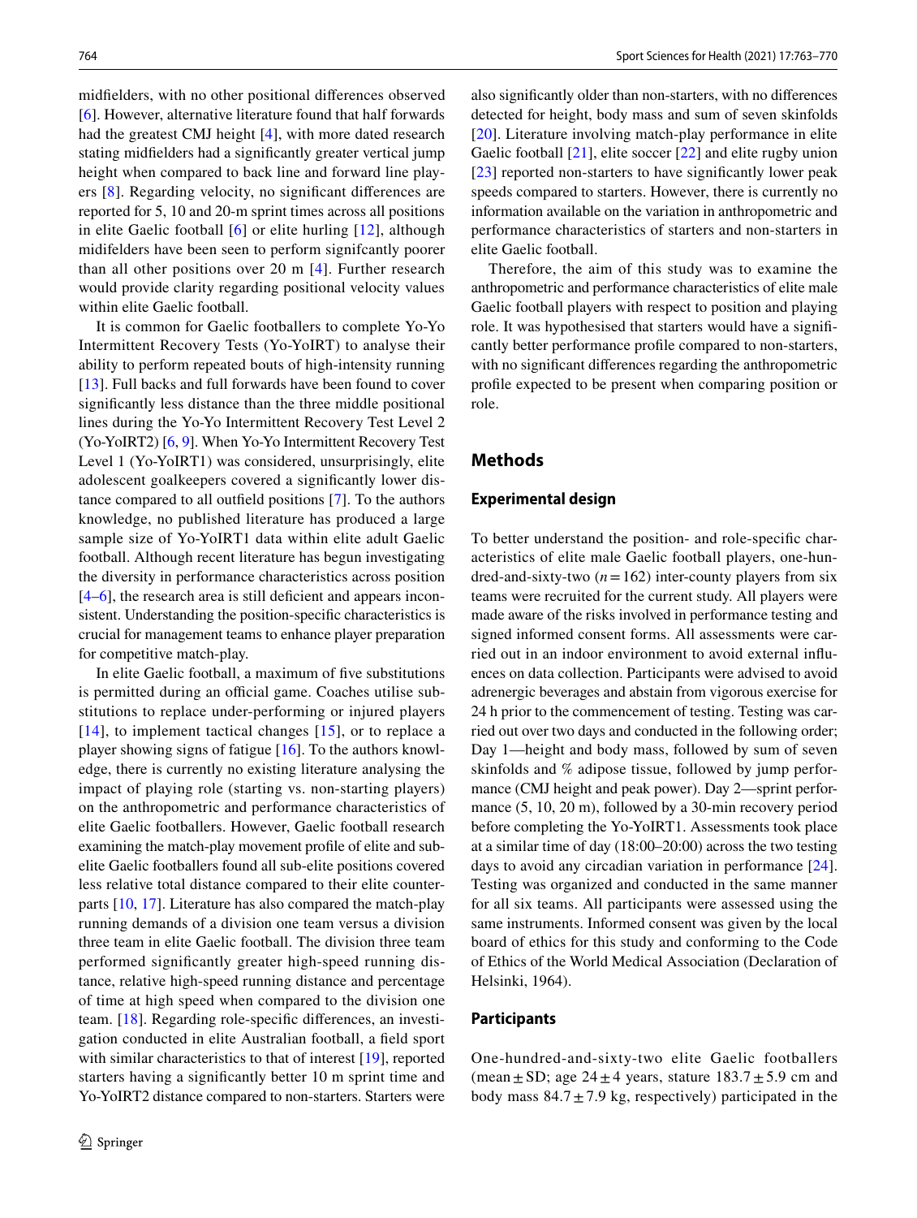midfielders, with no other positional differences observed [6]. However, alternative literature found that half forwards had the greatest CMJ height [4], with more dated research stating midfielders had a significantly greater vertical jump height when compared to back line and forward line players [8]. Regarding velocity, no significant differences are reported for 5, 10 and 20-m sprint times across all positions in elite Gaelic football [6] or elite hurling [12], although midifelders have been seen to perform signifcantly poorer than all other positions over 20 m [4]. Further research would provide clarity regarding positional velocity values within elite Gaelic football.

It is common for Gaelic footballers to complete Yo-Yo Intermittent Recovery Tests (Yo-YoIRT) to analyse their ability to perform repeated bouts of high-intensity running [13]. Full backs and full forwards have been found to cover significantly less distance than the three middle positional lines during the Yo-Yo Intermittent Recovery Test Level 2 (Yo-YoIRT2) [6, 9]. When Yo-Yo Intermittent Recovery Test Level 1 (Yo-YoIRT1) was considered, unsurprisingly, elite adolescent goalkeepers covered a significantly lower distance compared to all outfield positions [7]. To the authors knowledge, no published literature has produced a large sample size of Yo-YoIRT1 data within elite adult Gaelic football. Although recent literature has begun investigating the diversity in performance characteristics across position [4–6], the research area is still deficient and appears inconsistent. Understanding the position-specific characteristics is crucial for management teams to enhance player preparation for competitive match-play.

In elite Gaelic football, a maximum of five substitutions is permitted during an official game. Coaches utilise substitutions to replace under-performing or injured players [14], to implement tactical changes [15], or to replace a player showing signs of fatigue [16]. To the authors knowledge, there is currently no existing literature analysing the impact of playing role (starting vs. non-starting players) on the anthropometric and performance characteristics of elite Gaelic footballers. However, Gaelic football research examining the match-play movement profile of elite and sub-elite Gaelic footballers found all sub-elite positions covered less relative total distance compared to their elite counterparts [10, 17]. Literature has also compared the match-play running demands of a division one team versus a division three team in elite Gaelic football. The division three team performed significantly greater high-speed running distance, relative high-speed running distance and percentage of time at high speed when compared to the division one team. [18]. Regarding role-specific differences, an investigation conducted in elite Australian football, a field sport with similar characteristics to that of interest [19], reported starters having a significantly better 10 m sprint time and Yo-YoIRT2 distance compared to non-starters. Starters were also significantly older than non-starters, with no differences detected for height, body mass and sum of seven skinfolds [20]. Literature involving match-play performance in elite Gaelic football [21], elite soccer [22] and elite rugby union [23] reported non-starters to have significantly lower peak speeds compared to starters. However, there is currently no information available on the variation in anthropometric and performance characteristics of starters and non-starters in elite Gaelic football.

Therefore, the aim of this study was to examine the anthropometric and performance characteristics of elite male Gaelic football players with respect to position and playing role. It was hypothesised that starters would have a significantly better performance profile compared to non-starters, with no significant differences regarding the anthropometric profile expected to be present when comparing position or role.

## Methods

### Experimental design

To better understand the position- and role-specific characteristics of elite male Gaelic football players, one-hundred-and-sixty-two ($n = 162$) inter-county players from six teams were recruited for the current study. All players were made aware of the risks involved in performance testing and signed informed consent forms. All assessments were carried out in an indoor environment to avoid external influences on data collection. Participants were advised to avoid adrenergic beverages and abstain from vigorous exercise for 24 h prior to the commencement of testing. Testing was carried out over two days and conducted in the following order; Day 1—height and body mass, followed by sum of seven skinfolds and % adipose tissue, followed by jump performance (CMJ height and peak power). Day 2—sprint performance (5, 10, 20 m), followed by a 30-min recovery period before completing the Yo-YoIRT1. Assessments took place at a similar time of day (18:00–20:00) across the two testing days to avoid any circadian variation in performance [24]. Testing was organized and conducted in the same manner for all six teams. All participants were assessed using the same instruments. Informed consent was given by the local board of ethics for this study and conforming to the Code of Ethics of the World Medical Association (Declaration of Helsinki, 1964).

### Participants

One-hundred-and-sixty-two elite Gaelic footballers (mean ± SD; age 24 ± 4 years, stature 183.7 ± 5.9 cm and body mass 84.7 ± 7.9 kg, respectively) participated in the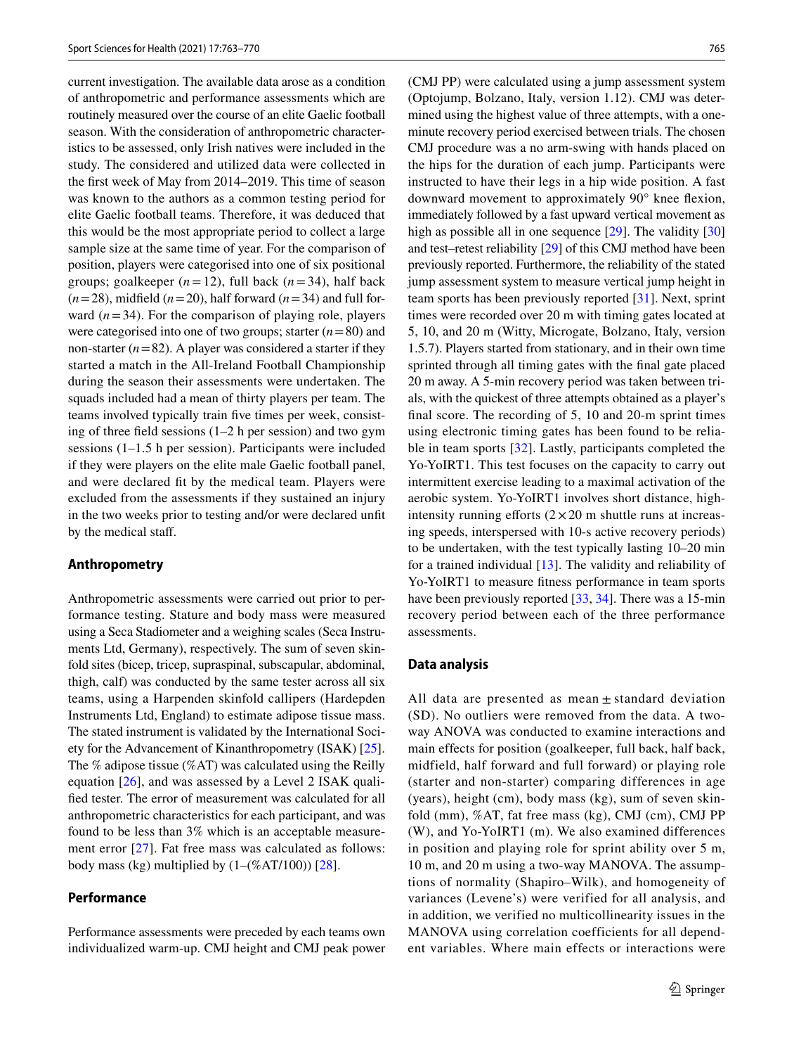current investigation. The available data arose as a condition of anthropometric and performance assessments which are routinely measured over the course of an elite Gaelic football season. With the consideration of anthropometric characteristics to be assessed, only Irish natives were included in the study. The considered and utilized data were collected in the first week of May from 2014–2019. This time of season was known to the authors as a common testing period for elite Gaelic football teams. Therefore, it was deduced that this would be the most appropriate period to collect a large sample size at the same time of year. For the comparison of position, players were categorised into one of six positional groups; goalkeeper ($n = 12$), full back ($n = 34$), half back ($n = 28$), midfield ($n = 20$), half forward ($n = 34$) and full forward ($n = 34$). For the comparison of playing role, players were categorised into one of two groups; starter ($n = 80$) and non-starter ($n = 82$). A player was considered a starter if they started a match in the All-Ireland Football Championship during the season their assessments were undertaken. The squads included had a mean of thirty players per team. The teams involved typically train five times per week, consisting of three field sessions (1–2 h per session) and two gym sessions (1–1.5 h per session). Participants were included if they were players on the elite male Gaelic football panel, and were declared fit by the medical team. Players were excluded from the assessments if they sustained an injury in the two weeks prior to testing and/or were declared unfit by the medical staff.

### Anthropometry

Anthropometric assessments were carried out prior to performance testing. Stature and body mass were measured using a Seca Stadiometer and a weighing scales (Seca Instruments Ltd, Germany), respectively. The sum of seven skinfold sites (bicep, tricep, supraspinal, subscapular, abdominal, thigh, calf) was conducted by the same tester across all six teams, using a Harpenden skinfold callipers (Hardepden Instruments Ltd, England) to estimate adipose tissue mass. The stated instrument is validated by the International Society for the Advancement of Kinanthropometry (ISAK) [25]. The % adipose tissue (%AT) was calculated using the Reilly equation [26], and was assessed by a Level 2 ISAK qualified tester. The error of measurement was calculated for all anthropometric characteristics for each participant, and was found to be less than 3% which is an acceptable measurement error [27]. Fat free mass was calculated as follows: body mass (kg) multiplied by (1–(%AT/100)) [28].

### Performance

Performance assessments were preceded by each teams own individualized warm-up. CMJ height and CMJ peak power (CMJ PP) were calculated using a jump assessment system (Optojump, Bolzano, Italy, version 1.12). CMJ was determined using the highest value of three attempts, with a one-minute recovery period exercised between trials. The chosen CMJ procedure was a no arm-swing with hands placed on the hips for the duration of each jump. Participants were instructed to have their legs in a hip wide position. A fast downward movement to approximately 90° knee flexion, immediately followed by a fast upward vertical movement as high as possible all in one sequence [29]. The validity [30] and test–retest reliability [29] of this CMJ method have been previously reported. Furthermore, the reliability of the stated jump assessment system to measure vertical jump height in team sports has been previously reported [31]. Next, sprint times were recorded over 20 m with timing gates located at 5, 10, and 20 m (Witty, Microgate, Bolzano, Italy, version 1.5.7). Players started from stationary, and in their own time sprinted through all timing gates with the final gate placed 20 m away. A 5-min recovery period was taken between trials, with the quickest of three attempts obtained as a player's final score. The recording of 5, 10 and 20-m sprint times using electronic timing gates has been found to be reliable in team sports [32]. Lastly, participants completed the Yo-YoIRT1. This test focuses on the capacity to carry out intermittent exercise leading to a maximal activation of the aerobic system. Yo-YoIRT1 involves short distance, high-intensity running efforts ($2 \times 20$ m shuttle runs at increasing speeds, interspersed with 10-s active recovery periods) to be undertaken, with the test typically lasting 10–20 min for a trained individual [13]. The validity and reliability of Yo-YoIRT1 to measure fitness performance in team sports have been previously reported [33, 34]. There was a 15-min recovery period between each of the three performance assessments.

### Data analysis

All data are presented as mean ± standard deviation (SD). No outliers were removed from the data. A two-way ANOVA was conducted to examine interactions and main effects for position (goalkeeper, full back, half back, midfield, half forward and full forward) or playing role (starter and non-starter) comparing differences in age (years), height (cm), body mass (kg), sum of seven skinfold (mm), %AT, fat free mass (kg), CMJ (cm), CMJ PP (W), and Yo-YoIRT1 (m). We also examined differences in position and playing role for sprint ability over 5 m, 10 m, and 20 m using a two-way MANOVA. The assumptions of normality (Shapiro–Wilk), and homogeneity of variances (Levene's) were verified for all analysis, and in addition, we verified no multicollinearity issues in the MANOVA using correlation coefficients for all dependent variables. Where main effects or interactions were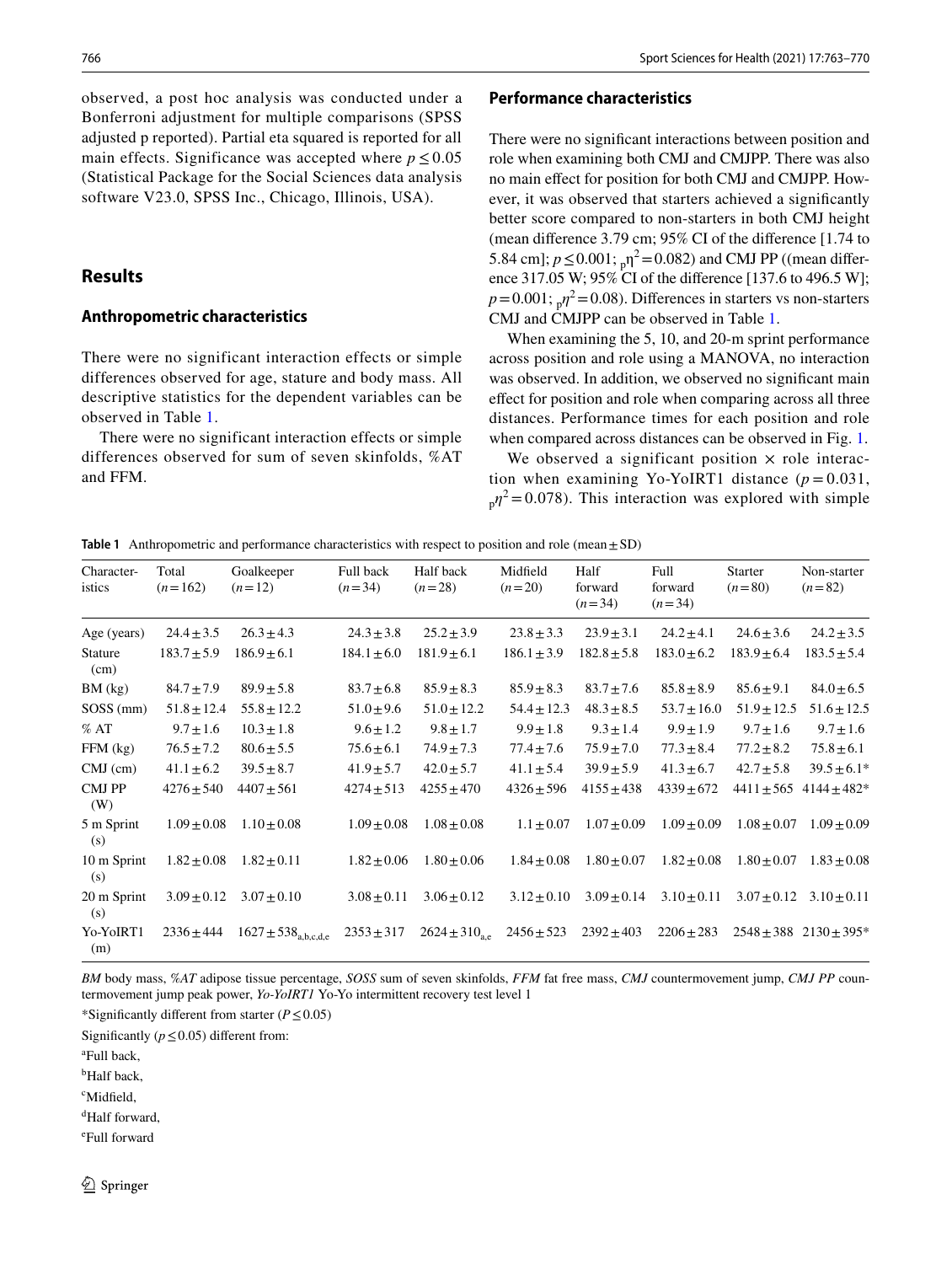observed, a post hoc analysis was conducted under a Bonferroni adjustment for multiple comparisons (SPSS adjusted p reported). Partial eta squared is reported for all main effects. Significance was accepted where $p \leq 0.05$ (Statistical Package for the Social Sciences data analysis software V23.0, SPSS Inc., Chicago, Illinois, USA).

## Results

### Anthropometric characteristics

There were no significant interaction effects or simple differences observed for age, stature and body mass. All descriptive statistics for the dependent variables can be observed in Table 1.

There were no significant interaction effects or simple differences observed for sum of seven skinfolds, %AT and FFM.

### Performance characteristics

There were no significant interactions between position and role when examining both CMJ and CMJPP. There was also no main effect for position for both CMJ and CMJPP. However, it was observed that starters achieved a significantly better score compared to non-starters in both CMJ height (mean difference 3.79 cm; 95% CI of the difference [1.74 to 5.84 cm]; $p \leq 0.001$; $_p\eta^2 = 0.082$) and CMJ PP ((mean difference 317.05 W; 95% CI of the difference [137.6 to 496.5 W]; $p = 0.001$; $_p\eta^2 = 0.08$). Differences in starters vs non-starters CMJ and CMJPP can be observed in Table 1.

When examining the 5, 10, and 20-m sprint performance across position and role using a MANOVA, no interaction was observed. In addition, we observed no significant main effect for position and role when comparing across all three distances. Performance times for each position and role when compared across distances can be observed in Fig. 1.

We observed a significant position × role interaction when examining Yo-YoIRT1 distance ($p = 0.031$, $_p\eta^2 = 0.078$). This interaction was explored with simple

**Table 1** Anthropometric and performance characteristics with respect to position and role (mean ± SD)

| Characteristics | Total (n = 162) | Goalkeeper (n = 12) | Full back (n = 34) | Half back (n = 28) | Midfield (n = 20) | Half forward (n = 34) | Full forward (n = 34) | Starter (n = 80) | Non-starter (n = 82) |
|---|---|---|---|---|---|---|---|---|---|
| Age (years) | 24.4 ± 3.5 | 26.3 ± 4.3 | 24.3 ± 3.8 | 25.2 ± 3.9 | 23.8 ± 3.3 | 23.9 ± 3.1 | 24.2 ± 4.1 | 24.6 ± 3.6 | 24.2 ± 3.5 |
| Stature (cm) | 183.7 ± 5.9 | 186.9 ± 6.1 | 184.1 ± 6.0 | 181.9 ± 6.1 | 186.1 ± 3.9 | 182.8 ± 5.8 | 183.0 ± 6.2 | 183.9 ± 6.4 | 183.5 ± 5.4 |
| BM (kg) | 84.7 ± 7.9 | 89.9 ± 5.8 | 83.7 ± 6.8 | 85.9 ± 8.3 | 85.9 ± 8.3 | 83.7 ± 7.6 | 85.8 ± 8.9 | 85.6 ± 9.1 | 84.0 ± 6.5 |
| SOSS (mm) | 51.8 ± 12.4 | 55.8 ± 12.2 | 51.0 ± 9.6 | 51.0 ± 12.2 | 54.4 ± 12.3 | 48.3 ± 8.5 | 53.7 ± 16.0 | 51.9 ± 12.5 | 51.6 ± 12.5 |
| % AT | 9.7 ± 1.6 | 10.3 ± 1.8 | 9.6 ± 1.2 | 9.8 ± 1.7 | 9.9 ± 1.8 | 9.3 ± 1.4 | 9.9 ± 1.9 | 9.7 ± 1.6 | 9.7 ± 1.6 |
| FFM (kg) | 76.5 ± 7.2 | 80.6 ± 5.5 | 75.6 ± 6.1 | 74.9 ± 7.3 | 77.4 ± 7.6 | 75.9 ± 7.0 | 77.3 ± 8.4 | 77.2 ± 8.2 | 75.8 ± 6.1 |
| CMJ (cm) | 41.1 ± 6.2 | 39.5 ± 8.7 | 41.9 ± 5.7 | 42.0 ± 5.7 | 41.1 ± 5.4 | 39.9 ± 5.9 | 41.3 ± 6.7 | 42.7 ± 5.8 | 39.5 ± 6.1* |
| CMJ PP (W) | 4276 ± 540 | 4407 ± 561 | 4274 ± 513 | 4255 ± 470 | 4326 ± 596 | 4155 ± 438 | 4339 ± 672 | 4411 ± 565 | 4144 ± 482* |
| 5 m Sprint (s) | 1.09 ± 0.08 | 1.10 ± 0.08 | 1.09 ± 0.08 | 1.08 ± 0.08 | 1.1 ± 0.07 | 1.07 ± 0.09 | 1.09 ± 0.09 | 1.08 ± 0.07 | 1.09 ± 0.09 |
| 10 m Sprint (s) | 1.82 ± 0.08 | 1.82 ± 0.11 | 1.82 ± 0.06 | 1.80 ± 0.06 | 1.84 ± 0.08 | 1.80 ± 0.07 | 1.82 ± 0.08 | 1.80 ± 0.07 | 1.83 ± 0.08 |
| 20 m Sprint (s) | 3.09 ± 0.12 | 3.07 ± 0.10 | 3.08 ± 0.11 | 3.06 ± 0.12 | 3.12 ± 0.10 | 3.09 ± 0.14 | 3.10 ± 0.11 | 3.07 ± 0.12 | 3.10 ± 0.11 |
| Yo-YoIRT1 (m) | 2336 ± 444 | $1627 \pm 538_{a,b,c,d,e}$ | 2353 ± 317 | $2624 \pm 310_{a,e}$ | 2456 ± 523 | 2392 ± 403 | 2206 ± 283 | 2548 ± 388 | 2130 ± 395* |

*BM* body mass, *%AT* adipose tissue percentage, *SOSS* sum of seven skinfolds, *FFM* fat free mass, *CMJ* countermovement jump, *CMJ PP* countermovement jump peak power, *Yo-YoIRT1* Yo-Yo intermittent recovery test level 1

*Significantly different from starter ($P \leq 0.05$)

Significantly ($p \leq 0.05$) different from:

[a]Full back,

[b]Half back,

[c]Midfield,

[d]Half forward,

[e]Full forward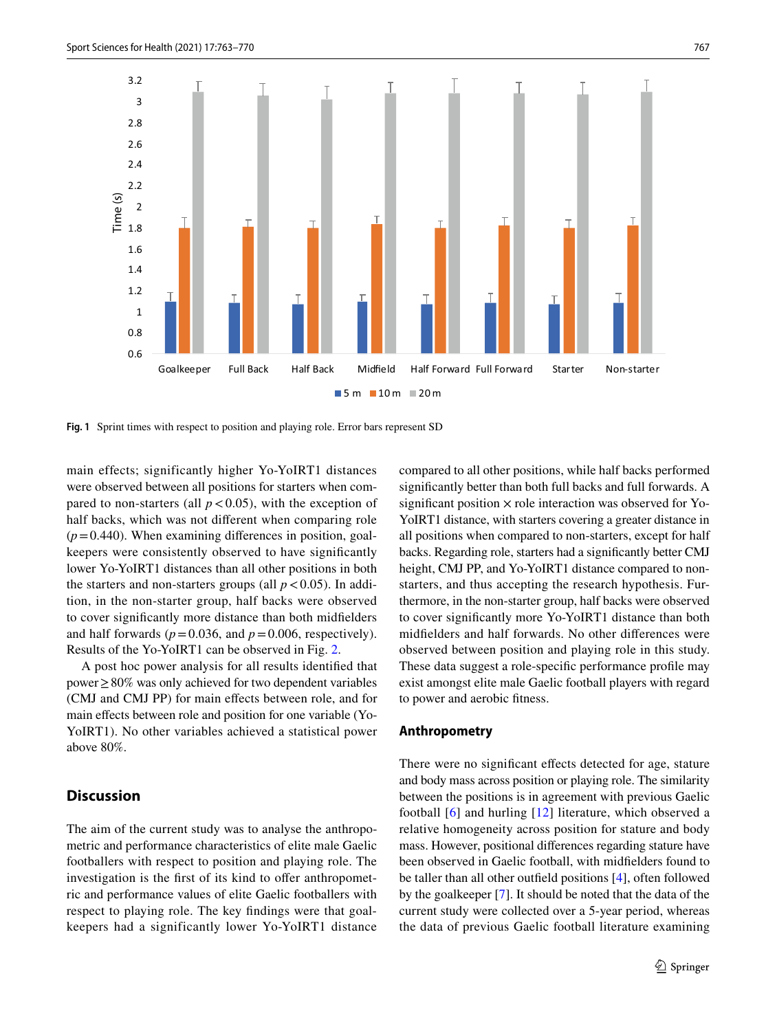Fig. 1 Sprint times with respect to position and playing role. Error bars represent SD

main effects; significantly higher Yo-YoIRT1 distances were observed between all positions for starters when compared to non-starters (all $p < 0.05$), with the exception of half backs, which was not different when comparing role ($p = 0.440$). When examining differences in position, goalkeepers were consistently observed to have significantly lower Yo-YoIRT1 distances than all other positions in both the starters and non-starters groups (all $p < 0.05$). In addition, in the non-starter group, half backs were observed to cover significantly more distance than both midfielders and half forwards ($p = 0.036$, and $p = 0.006$, respectively). Results of the Yo-YoIRT1 can be observed in Fig. 2.

A post hoc power analysis for all results identified that power ≥ 80% was only achieved for two dependent variables (CMJ and CMJ PP) for main effects between role, and for main effects between role and position for one variable (Yo-YoIRT1). No other variables achieved a statistical power above 80%.

## Discussion

The aim of the current study was to analyse the anthropometric and performance characteristics of elite male Gaelic footballers with respect to position and playing role. The investigation is the first of its kind to offer anthropometric and performance values of elite Gaelic footballers with respect to playing role. The key findings were that goalkeepers had a significantly lower Yo-YoIRT1 distance compared to all other positions, while half backs performed significantly better than both full backs and full forwards. A significant position × role interaction was observed for Yo-YoIRT1 distance, with starters covering a greater distance in all positions when compared to non-starters, except for half backs. Regarding role, starters had a significantly better CMJ height, CMJ PP, and Yo-YoIRT1 distance compared to non-starters, and thus accepting the research hypothesis. Furthermore, in the non-starter group, half backs were observed to cover significantly more Yo-YoIRT1 distance than both midfielders and half forwards. No other differences were observed between position and playing role in this study. These data suggest a role-specific performance profile may exist amongst elite male Gaelic football players with regard to power and aerobic fitness.

### Anthropometry

There were no significant effects detected for age, stature and body mass across position or playing role. The similarity between the positions is in agreement with previous Gaelic football [6] and hurling [12] literature, which observed a relative homogeneity across position for stature and body mass. However, positional differences regarding stature have been observed in Gaelic football, with midfielders found to be taller than all other outfield positions [4], often followed by the goalkeeper [7]. It should be noted that the data of the current study were collected over a 5-year period, whereas the data of previous Gaelic football literature examining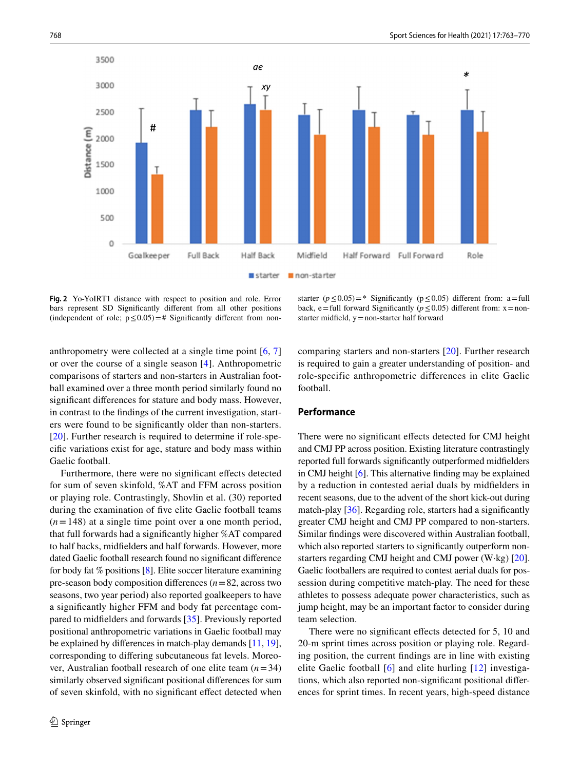**Fig. 2** Yo-YoIRT1 distance with respect to position and role. Error bars represent SD Significantly different from all other positions (independent of role; $p \leq 0.05$) = # Significantly different from non-starter ($p \leq 0.05$) = * Significantly ($p \leq 0.05$) different from: a = full back, e = full forward Significantly ($p \leq 0.05$) different from: x = non-starter midfield, y = non-starter half forward

anthropometry were collected at a single time point [6, 7] or over the course of a single season [4]. Anthropometric comparisons of starters and non-starters in Australian football examined over a three month period similarly found no significant differences for stature and body mass. However, in contrast to the findings of the current investigation, starters were found to be significantly older than non-starters. [20]. Further research is required to determine if role-specific variations exist for age, stature and body mass within Gaelic football.

Furthermore, there were no significant effects detected for sum of seven skinfold, %AT and FFM across position or playing role. Contrastingly, Shovlin et al. (30) reported during the examination of five elite Gaelic football teams ($n = 148$) at a single time point over a one month period, that full forwards had a significantly higher %AT compared to half backs, midfielders and half forwards. However, more dated Gaelic football research found no significant difference for body fat % positions [8]. Elite soccer literature examining pre-season body composition differences ($n = 82$, across two seasons, two year period) also reported goalkeepers to have a significantly higher FFM and body fat percentage compared to midfielders and forwards [35]. Previously reported positional anthropometric variations in Gaelic football may be explained by differences in match-play demands [11, 19], corresponding to differing subcutaneous fat levels. Moreover, Australian football research of one elite team ($n = 34$) similarly observed significant positional differences for sum of seven skinfold, with no significant effect detected when comparing starters and non-starters [20]. Further research is required to gain a greater understanding of position- and role-specific anthropometric differences in elite Gaelic football.

## Performance

There were no significant effects detected for CMJ height and CMJ PP across position. Existing literature contrastingly reported full forwards significantly outperformed midfielders in CMJ height [6]. This alternative finding may be explained by a reduction in contested aerial duals by midfielders in recent seasons, due to the advent of the short kick-out during match-play [36]. Regarding role, starters had a significantly greater CMJ height and CMJ PP compared to non-starters. Similar findings were discovered within Australian football, which also reported starters to significantly outperform non-starters regarding CMJ height and CMJ power (W·kg) [20]. Gaelic footballers are required to contest aerial duals for possession during competitive match-play. The need for these athletes to possess adequate power characteristics, such as jump height, may be an important factor to consider during team selection.

There were no significant effects detected for 5, 10 and 20-m sprint times across position or playing role. Regarding position, the current findings are in line with existing elite Gaelic football [6] and elite hurling [12] investigations, which also reported non-significant positional differences for sprint times. In recent years, high-speed distance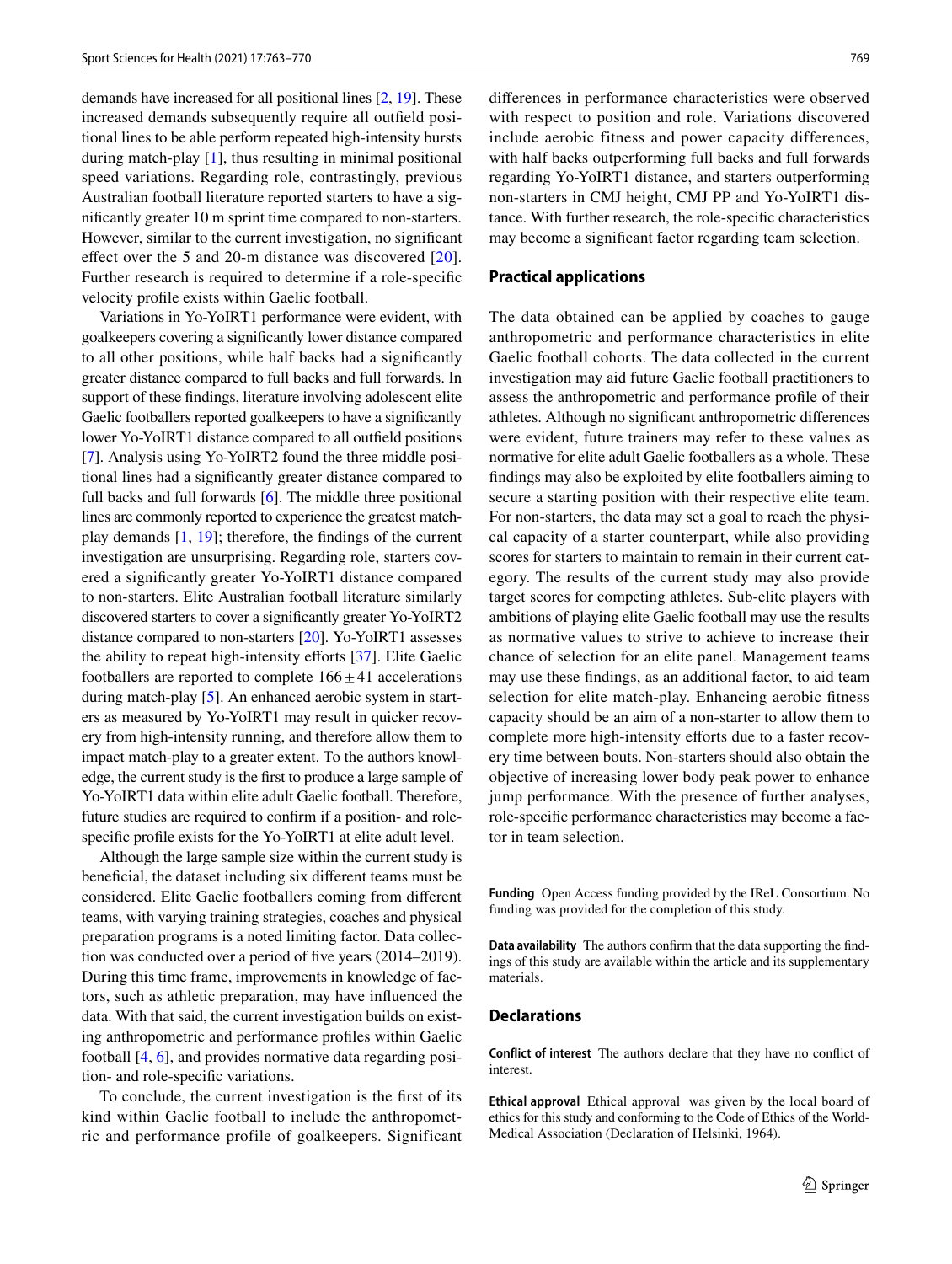demands have increased for all positional lines [2, 19]. These increased demands subsequently require all outfield positional lines to be able perform repeated high-intensity bursts during match-play [1], thus resulting in minimal positional speed variations. Regarding role, contrastingly, previous Australian football literature reported starters to have a significantly greater 10 m sprint time compared to non-starters. However, similar to the current investigation, no significant effect over the 5 and 20-m distance was discovered [20]. Further research is required to determine if a role-specific velocity profile exists within Gaelic football.

Variations in Yo-YoIRT1 performance were evident, with goalkeepers covering a significantly lower distance compared to all other positions, while half backs had a significantly greater distance compared to full backs and full forwards. In support of these findings, literature involving adolescent elite Gaelic footballers reported goalkeepers to have a significantly lower Yo-YoIRT1 distance compared to all outfield positions [7]. Analysis using Yo-YoIRT2 found the three middle positional lines had a significantly greater distance compared to full backs and full forwards [6]. The middle three positional lines are commonly reported to experience the greatest match-play demands [1, 19]; therefore, the findings of the current investigation are unsurprising. Regarding role, starters covered a significantly greater Yo-YoIRT1 distance compared to non-starters. Elite Australian football literature similarly discovered starters to cover a significantly greater Yo-YoIRT2 distance compared to non-starters [20]. Yo-YoIRT1 assesses the ability to repeat high-intensity efforts [37]. Elite Gaelic footballers are reported to complete $166 \pm 41$ accelerations during match-play [5]. An enhanced aerobic system in starters as measured by Yo-YoIRT1 may result in quicker recovery from high-intensity running, and therefore allow them to impact match-play to a greater extent. To the authors knowledge, the current study is the first to produce a large sample of Yo-YoIRT1 data within elite adult Gaelic football. Therefore, future studies are required to confirm if a position- and role-specific profile exists for the Yo-YoIRT1 at elite adult level.

Although the large sample size within the current study is beneficial, the dataset including six different teams must be considered. Elite Gaelic footballers coming from different teams, with varying training strategies, coaches and physical preparation programs is a noted limiting factor. Data collection was conducted over a period of five years (2014–2019). During this time frame, improvements in knowledge of factors, such as athletic preparation, may have influenced the data. With that said, the current investigation builds on existing anthropometric and performance profiles within Gaelic football [4, 6], and provides normative data regarding position- and role-specific variations.

To conclude, the current investigation is the first of its kind within Gaelic football to include the anthropometric and performance profile of goalkeepers. Significant differences in performance characteristics were observed with respect to position and role. Variations discovered include aerobic fitness and power capacity differences, with half backs outperforming full backs and full forwards regarding Yo-YoIRT1 distance, and starters outperforming non-starters in CMJ height, CMJ PP and Yo-YoIRT1 distance. With further research, the role-specific characteristics may become a significant factor regarding team selection.

## Practical applications

The data obtained can be applied by coaches to gauge anthropometric and performance characteristics in elite Gaelic football cohorts. The data collected in the current investigation may aid future Gaelic football practitioners to assess the anthropometric and performance profile of their athletes. Although no significant anthropometric differences were evident, future trainers may refer to these values as normative for elite adult Gaelic footballers as a whole. These findings may also be exploited by elite Gaelic footballers aiming to secure a starting position with their respective elite team. For non-starters, the data may set a goal to reach the physical capacity of a starter counterpart, while also providing scores for starters to maintain to remain in their current category. The results of the current study may also provide target scores for competing athletes. Sub-elite players with ambitions of playing elite Gaelic football may use the results as normative values to strive to achieve to increase their chance of selection for an elite panel. Management teams may use these findings, as an additional factor, to aid team selection for elite match-play. Enhancing aerobic fitness capacity should be an aim of a non-starter to allow them to complete more high-intensity efforts due to a faster recovery time between bouts. Non-starters should also obtain the objective of increasing lower body peak power to enhance jump performance. With the presence of further analyses, role-specific performance characteristics may become a factor in team selection.

**Funding** Open Access funding provided by the IReL Consortium. No funding was provided for the completion of this study.

**Data availability** The authors confirm that the data supporting the findings of this study are available within the article and its supplementary materials.

## Declarations

**Conflict of interest** The authors declare that they have no conflict of interest.

**Ethical approval** Ethical approval was given by the local board of ethics for this study and conforming to the Code of Ethics of the World-Medical Association (Declaration of Helsinki, 1964).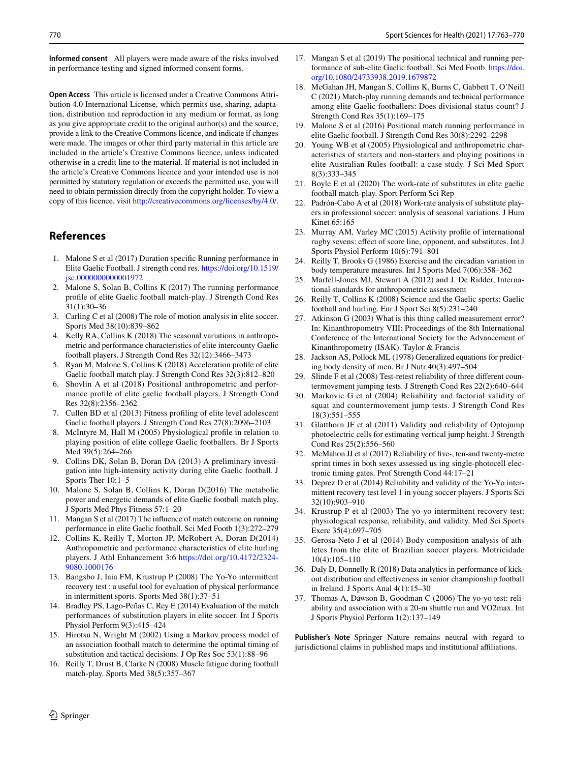**Informed consent** All players were made aware of the risks involved in performance testing and signed informed consent forms.

**Open Access** This article is licensed under a Creative Commons Attribution 4.0 International License, which permits use, sharing, adaptation, distribution and reproduction in any medium or format, as long as you give appropriate credit to the original author(s) and the source, provide a link to the Creative Commons licence, and indicate if changes were made. The images or other third party material in this article are included in the article's Creative Commons licence, unless indicated otherwise in a credit line to the material. If material is not included in the article's Creative Commons licence and your intended use is not permitted by statutory regulation or exceeds the permitted use, you will need to obtain permission directly from the copyright holder. To view a copy of this licence, visit http://creativecommons.org/licenses/by/4.0/.

## References

1. Malone S et al (2017) Duration specific Running performance in Elite Gaelic Football. J strength cond res. https://doi.org/10.1519/jsc.0000000000001972
2. Malone S, Solan B, Collins K (2017) The running performance profile of elite Gaelic football match-play. J Strength Cond Res 31(1):30–36
3. Carling C et al (2008) The role of motion analysis in elite soccer. Sports Med 38(10):839–862
4. Kelly RA, Collins K (2018) The seasonal variations in anthropometric and performance characteristics of elite intercounty Gaelic football players. J Strength Cond Res 32(12):3466–3473
5. Ryan M, Malone S, Collins K (2018) Acceleration profile of elite Gaelic football match play. J Strength Cond Res 32(3):812–820
6. Shovlin A et al (2018) Positional anthropometric and performance profile of elite gaelic football players. J Strength Cond Res 32(8):2356–2362
7. Cullen BD et al (2013) Fitness profiling of elite level adolescent Gaelic football players. J Strength Cond Res 27(8):2096–2103
8. McIntyre M, Hall M (2005) Physiological profile in relation to playing position of elite college Gaelic footballers. Br J Sports Med 39(5):264–266
9. Collins DK, Solan B, Doran DA (2013) A preliminary investigation into high-intensity activity during elite Gaelic football. J Sports Ther 10:1–5
10. Malone S, Solan B, Collins K, Doran D(2016) The metabolic power and energetic demands of elite Gaelic football match play. J Sports Med Phys Fitness 57:1–20
11. Mangan S et al (2017) The influence of match outcome on running performance in elite Gaelic football. Sci Med Footb 1(3):272–279
12. Collins K, Reilly T, Morton JP, McRobert A, Doran D(2014) Anthropometric and performance characteristics of elite hurling players. J Athl Enhancement 3:6 https://doi.org/10.4172/2324-9080.1000176
13. Bangsbo J, Iaia FM, Krustrup P (2008) The Yo-Yo intermittent recovery test : a useful tool for evaluation of physical performance in intermittent sports. Sports Med 38(1):37–51
14. Bradley PS, Lago-Peñas C, Rey E (2014) Evaluation of the match performances of substitution players in elite soccer. Int J Sports Physiol Perform 9(3):415–424
15. Hirotsu N, Wright M (2002) Using a Markov process model of an association football match to determine the optimal timing of substitution and tactical decisions. J Op Res Soc 53(1):88–96
16. Reilly T, Drust B, Clarke N (2008) Muscle fatigue during football match-play. Sports Med 38(5):357–367
17. Mangan S et al (2019) The positional technical and running performance of sub-elite Gaelic football. Sci Med Footb. https://doi.org/10.1080/24733938.2019.1679872
18. McGahan JH, Mangan S, Collins K, Burns C, Gabbett T, O'Neill C (2021) Match-play running demands and technical performance among elite Gaelic footballers: Does divisional status count? J Strength Cond Res 35(1):169–175
19. Malone S et al (2016) Positional match running performance in elite Gaelic football. J Strength Cond Res 30(8):2292–2298
20. Young WB et al (2005) Physiological and anthropometric characteristics of starters and non-starters and playing positions in elite Australian Rules football: a case study. J Sci Med Sport 8(3):333–345
21. Boyle E et al (2020) The work-rate of substitutes in elite gaelic football match-play. Sport Perform Sci Rep
22. Padrón-Cabo A et al (2018) Work-rate analysis of substitute players in professional soccer: analysis of seasonal variations. J Hum Kinet 65:165
23. Murray AM, Varley MC (2015) Activity profile of international rugby sevens: effect of score line, opponent, and substitutes. Int J Sports Physiol Perform 10(6):791–801
24. Reilly T, Brooks G (1986) Exercise and the circadian variation in body temperature measures. Int J Sports Med 7(06):358–362
25. Marfell-Jones MJ, Stewart A (2012) and J. De Ridder, International standards for anthropometric assessment
26. Reilly T, Collins K (2008) Science and the Gaelic sports: Gaelic football and hurling. Eur J Sport Sci 8(5):231–240
27. Atkinson G (2003) What is this thing called measurement error? In: Kinanthropometry VIII: Proceedings of the 8th International Conference of the International Society for the Advancement of Kinanthropometry (ISAK). Taylor & Francis
28. Jackson AS, Pollock ML (1978) Generalized equations for predicting body density of men. Br J Nutr 40(3):497–504
29. Slinde F et al (2008) Test-retest reliability of three different countermovement jumping tests. J Strength Cond Res 22(2):640–644
30. Markovic G et al (2004) Reliability and factorial validity of squat and countermovement jump tests. J Strength Cond Res 18(3):551–555
31. Glatthorn JF et al (2011) Validity and reliability of Optojump photoelectric cells for estimating vertical jump height. J Strength Cond Res 25(2):556–560
32. McMahon JJ et al (2017) Reliability of five-, ten-and twenty-metre sprint times in both sexes assessed us ing single-photocell electronic timing gates. Prof Strength Cond 44:17–21
33. Deprez D et al (2014) Reliability and validity of the Yo-Yo intermittent recovery test level 1 in young soccer players. J Sports Sci 32(10):903–910
34. Krustrup P et al (2003) The yo-yo intermittent recovery test: physiological response, reliability, and validity. Med Sci Sports Exerc 35(4):697–705
35. Gerosa-Neto J et al (2014) Body composition analysis of athletes from the elite of Brazilian soccer players. Motricidade 10(4):105–110
36. Daly D, Donnelly R (2018) Data analytics in performance of kickout distribution and effectiveness in senior championship football in Ireland. J Sports Anal 4(1):15–30
37. Thomas A, Dawson B, Goodman C (2006) The yo-yo test: reliability and association with a 20-m shuttle run and VO2max. Int J Sports Physiol Perform 1(2):137–149

**Publisher's Note** Springer Nature remains neutral with regard to jurisdictional claims in published maps and institutional affiliations.